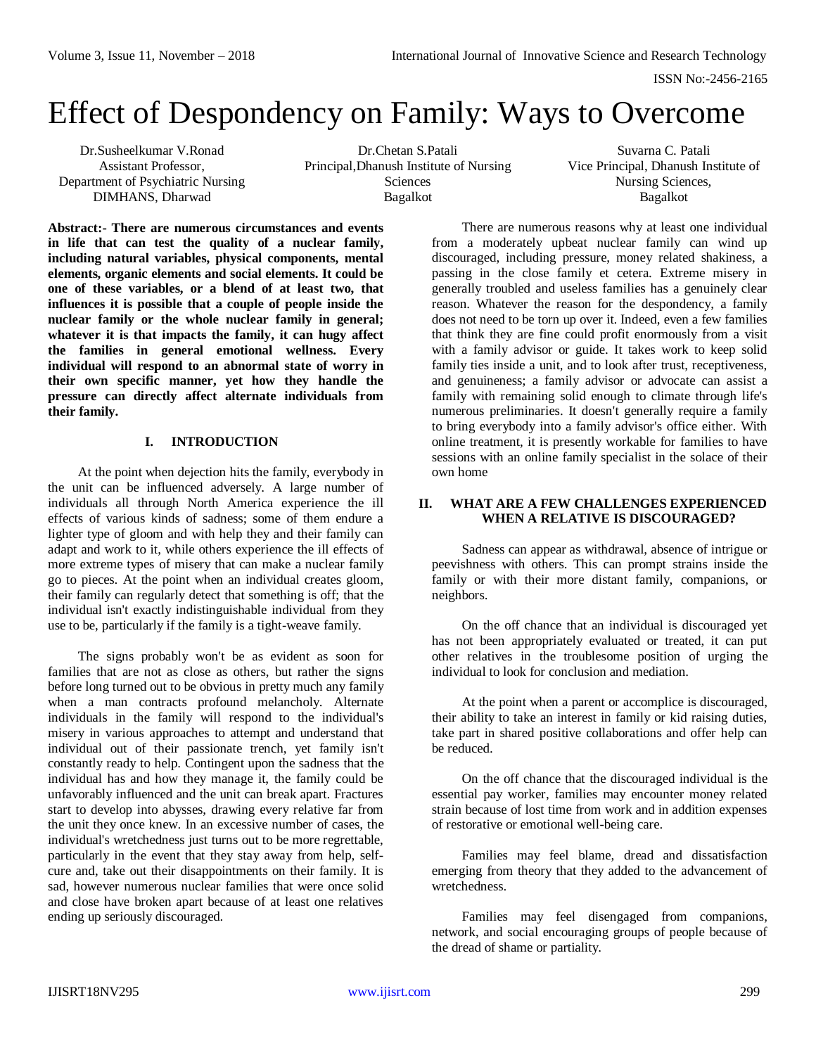# Effect of Despondency on Family: Ways to Overcome

Dr.Susheelkumar V.Ronad
Assistant Professor,
Department of Psychiatric Nursing
DIMHANS, Dharwad

Dr.Chetan S.Patali
Principal,Dhanush Institute of Nursing Sciences
Bagalkot

Suvarna C. Patali
Vice Principal, Dhanush Institute of Nursing Sciences,
Bagalkot

**Abstract:- There are numerous circumstances and events in life that can test the quality of a nuclear family, including natural variables, physical components, mental elements, organic elements and social elements. It could be one of these variables, or a blend of at least two, that influences it is possible that a couple of people inside the nuclear family or the whole nuclear family in general; whatever it is that impacts the family, it can hugy affect the families in general emotional wellness. Every individual will respond to an abnormal state of worry in their own specific manner, yet how they handle the pressure can directly affect alternate individuals from their family.**

## I. INTRODUCTION

At the point when dejection hits the family, everybody in the unit can be influenced adversely. A large number of individuals all through North America experience the ill effects of various kinds of sadness; some of them endure a lighter type of gloom and with help they and their family can adapt and work to it, while others experience the ill effects of more extreme types of misery that can make a nuclear family go to pieces. At the point when an individual creates gloom, their family can regularly detect that something is off; that the individual isn't exactly indistinguishable individual from they use to be, particularly if the family is a tight-weave family.

The signs probably won't be as evident as soon for families that are not as close as others, but rather the signs before long turned out to be obvious in pretty much any family when a man contracts profound melancholy. Alternate individuals in the family will respond to the individual's misery in various approaches to attempt and understand that individual out of their passionate trench, yet family isn't constantly ready to help. Contingent upon the sadness that the individual has and how they manage it, the family could be unfavorably influenced and the unit can break apart. Fractures start to develop into abysses, drawing every relative far from the unit they once knew. In an excessive number of cases, the individual's wretchedness just turns out to be more regrettable, particularly in the event that they stay away from help, self-cure and, take out their disappointments on their family. It is sad, however numerous nuclear families that were once solid and close have broken apart because of at least one relatives ending up seriously discouraged.

There are numerous reasons why at least one individual from a moderately upbeat nuclear family can wind up discouraged, including pressure, money related shakiness, a passing in the close family et cetera. Extreme misery in generally troubled and useless families has a genuinely clear reason. Whatever the reason for the despondency, a family does not need to be torn up over it. Indeed, even a few families that think they are fine could profit enormously from a visit with a family advisor or guide. It takes work to keep solid family ties inside a unit, and to look after trust, receptiveness, and genuineness; a family advisor or advocate can assist a family with remaining solid enough to climate through life's numerous preliminaries. It doesn't generally require a family to bring everybody into a family advisor's office either. With online treatment, it is presently workable for families to have sessions with an online family specialist in the solace of their own home

## II. WHAT ARE A FEW CHALLENGES EXPERIENCED WHEN A RELATIVE IS DISCOURAGED?

Sadness can appear as withdrawal, absence of intrigue or peevishness with others. This can prompt strains inside the family or with their more distant family, companions, or neighbors.

On the off chance that an individual is discouraged yet has not been appropriately evaluated or treated, it can put other relatives in the troublesome position of urging the individual to look for conclusion and mediation.

At the point when a parent or accomplice is discouraged, their ability to take an interest in family or kid raising duties, take part in shared positive collaborations and offer help can be reduced.

On the off chance that the discouraged individual is the essential pay worker, families may encounter money related strain because of lost time from work and in addition expenses of restorative or emotional well-being care.

Families may feel blame, dread and dissatisfaction emerging from theory that they added to the advancement of wretchedness.

Families may feel disengaged from companions, network, and social encouraging groups of people because of the dread of shame or partiality.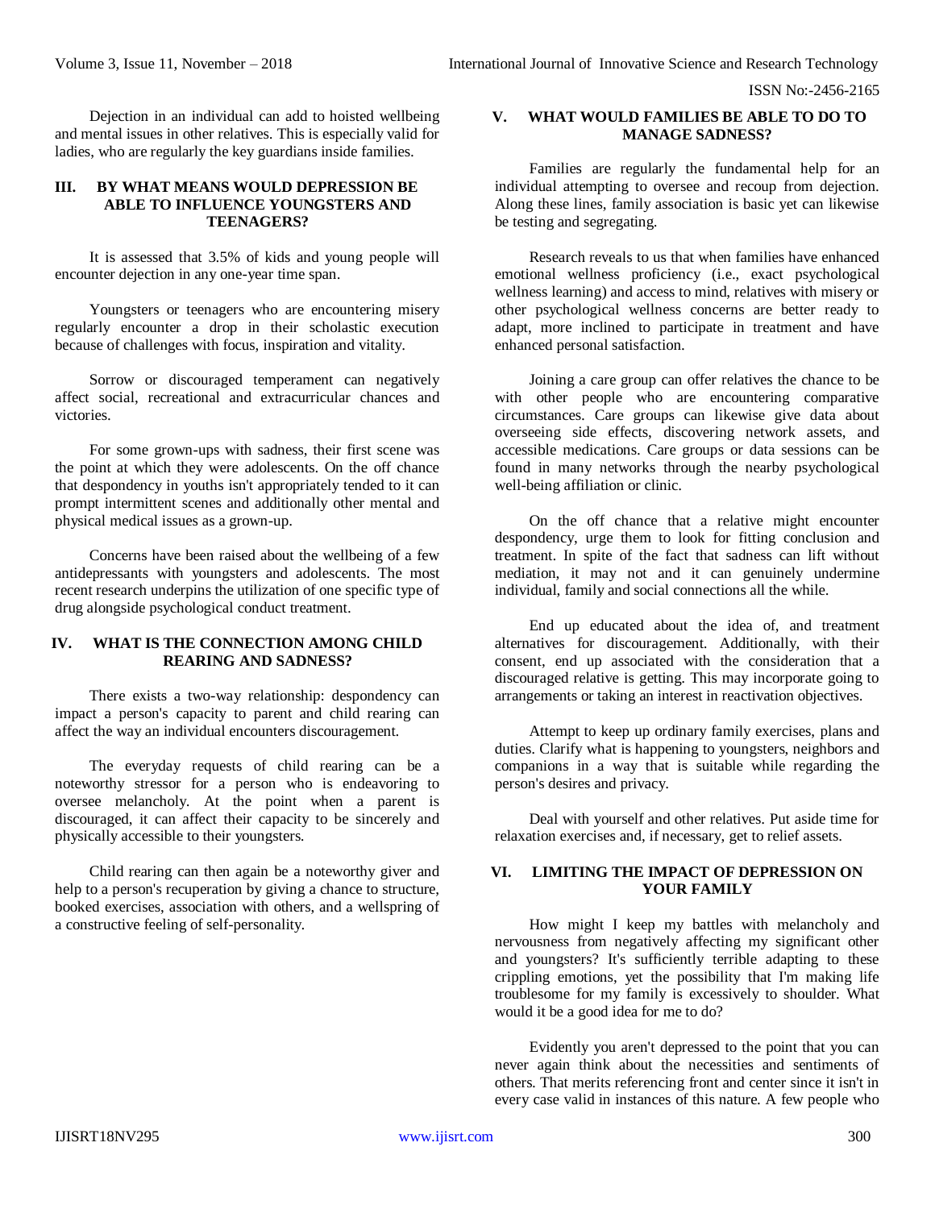Dejection in an individual can add to hoisted wellbeing and mental issues in other relatives. This is especially valid for ladies, who are regularly the key guardians inside families.

## III. BY WHAT MEANS WOULD DEPRESSION BE ABLE TO INFLUENCE YOUNGSTERS AND TEENAGERS?

It is assessed that 3.5% of kids and young people will encounter dejection in any one-year time span.

Youngsters or teenagers who are encountering misery regularly encounter a drop in their scholastic execution because of challenges with focus, inspiration and vitality.

Sorrow or discouraged temperament can negatively affect social, recreational and extracurricular chances and victories.

For some grown-ups with sadness, their first scene was the point at which they were adolescents. On the off chance that despondency in youths isn't appropriately tended to it can prompt intermittent scenes and additionally other mental and physical medical issues as a grown-up.

Concerns have been raised about the wellbeing of a few antidepressants with youngsters and adolescents. The most recent research underpins the utilization of one specific type of drug alongside psychological conduct treatment.

## IV. WHAT IS THE CONNECTION AMONG CHILD REARING AND SADNESS?

There exists a two-way relationship: despondency can impact a person's capacity to parent and child rearing can affect the way an individual encounters discouragement.

The everyday requests of child rearing can be a noteworthy stressor for a person who is endeavoring to oversee melancholy. At the point when a parent is discouraged, it can affect their capacity to be sincerely and physically accessible to their youngsters.

Child rearing can then again be a noteworthy giver and help to a person's recuperation by giving a chance to structure, booked exercises, association with others, and a wellspring of a constructive feeling of self-personality.

## V. WHAT WOULD FAMILIES BE ABLE TO DO TO MANAGE SADNESS?

Families are regularly the fundamental help for an individual attempting to oversee and recoup from dejection. Along these lines, family association is basic yet can likewise be testing and segregating.

Research reveals to us that when families have enhanced emotional wellness proficiency (i.e., exact psychological wellness learning) and access to mind, relatives with misery or other psychological wellness concerns are better ready to adapt, more inclined to participate in treatment and have enhanced personal satisfaction.

Joining a care group can offer relatives the chance to be with other people who are encountering comparative circumstances. Care groups can likewise give data about overseeing side effects, discovering network assets, and accessible medications. Care groups or data sessions can be found in many networks through the nearby psychological well-being affiliation or clinic.

On the off chance that a relative might encounter despondency, urge them to look for fitting conclusion and treatment. In spite of the fact that sadness can lift without mediation, it may not and it can genuinely undermine individual, family and social connections all the while.

End up educated about the idea of, and treatment alternatives for discouragement. Additionally, with their consent, end up associated with the consideration that a discouraged relative is getting. This may incorporate going to arrangements or taking an interest in reactivation objectives.

Attempt to keep up ordinary family exercises, plans and duties. Clarify what is happening to youngsters, neighbors and companions in a way that is suitable while regarding the person's desires and privacy.

Deal with yourself and other relatives. Put aside time for relaxation exercises and, if necessary, get to relief assets.

## VI. LIMITING THE IMPACT OF DEPRESSION ON YOUR FAMILY

How might I keep my battles with melancholy and nervousness from negatively affecting my significant other and youngsters? It's sufficiently terrible adapting to these crippling emotions, yet the possibility that I'm making life troublesome for my family is excessively to shoulder. What would it be a good idea for me to do?

Evidently you aren't depressed to the point that you can never again think about the necessities and sentiments of others. That merits referencing front and center since it isn't in every case valid in instances of this nature. A few people who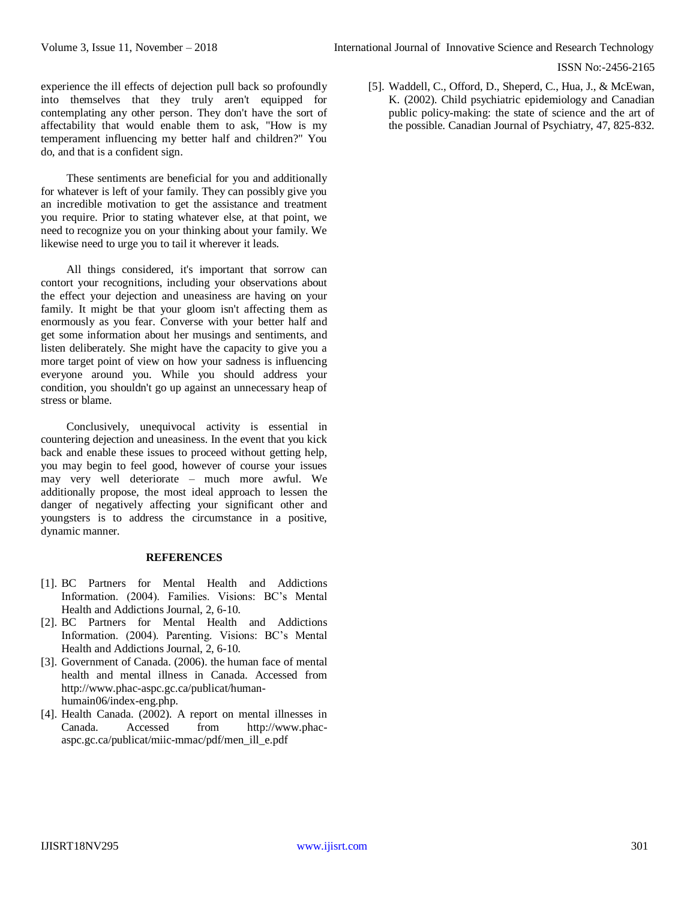experience the ill effects of dejection pull back so profoundly into themselves that they truly aren't equipped for contemplating any other person. They don't have the sort of affectability that would enable them to ask, "How is my temperament influencing my better half and children?" You do, and that is a confident sign.

These sentiments are beneficial for you and additionally for whatever is left of your family. They can possibly give you an incredible motivation to get the assistance and treatment you require. Prior to stating whatever else, at that point, we need to recognize you on your thinking about your family. We likewise need to urge you to tail it wherever it leads.

All things considered, it's important that sorrow can contort your recognitions, including your observations about the effect your dejection and uneasiness are having on your family. It might be that your gloom isn't affecting them as enormously as you fear. Converse with your better half and get some information about her musings and sentiments, and listen deliberately. She might have the capacity to give you a more target point of view on how your sadness is influencing everyone around you. While you should address your condition, you shouldn't go up against an unnecessary heap of stress or blame.

Conclusively, unequivocal activity is essential in countering dejection and uneasiness. In the event that you kick back and enable these issues to proceed without getting help, you may begin to feel good, however of course your issues may very well deteriorate – much more awful. We additionally propose, the most ideal approach to lessen the danger of negatively affecting your significant other and youngsters is to address the circumstance in a positive, dynamic manner.

## REFERENCES

[1]. BC Partners for Mental Health and Addictions Information. (2004). Families. Visions: BC's Mental Health and Addictions Journal, 2, 6-10.

[2]. BC Partners for Mental Health and Addictions Information. (2004). Parenting. Visions: BC's Mental Health and Addictions Journal, 2, 6-10.

[3]. Government of Canada. (2006). the human face of mental health and mental illness in Canada. Accessed from http://www.phac-aspc.gc.ca/publicat/human-humain06/index-eng.php.

[4]. Health Canada. (2002). A report on mental illnesses in Canada. Accessed from http://www.phac-aspc.gc.ca/publicat/miic-mmac/pdf/men_ill_e.pdf

[5]. Waddell, C., Offord, D., Sheperd, C., Hua, J., & McEwan, K. (2002). Child psychiatric epidemiology and Canadian public policy-making: the state of science and the art of the possible. Canadian Journal of Psychiatry, 47, 825-832.